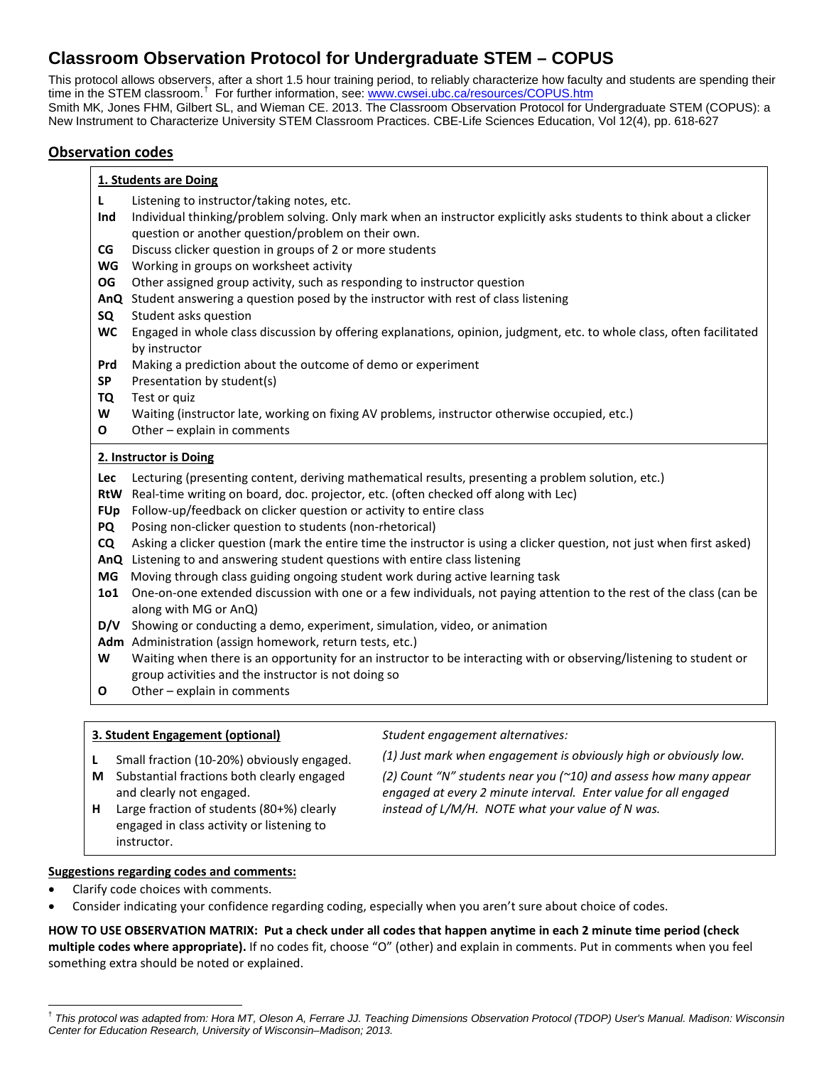# Classroom Observation Protocol for Undergraduate STEM – COPUS

This protocol allows observers, after a short 1.5 hour training period, to reliably characterize how faculty and students are spending their time in the STEM classroom.[†] For further information, see: www.cwsei.ubc.ca/resources/COPUS.htm
Smith MK, Jones FHM, Gilbert SL, and Wieman CE. 2013. The Classroom Observation Protocol for Undergraduate STEM (COPUS): a New Instrument to Characterize University STEM Classroom Practices. CBE-Life Sciences Education, Vol 12(4), pp. 618-627

## Observation codes

### 1. Students are Doing

- **L** Listening to instructor/taking notes, etc.
- **Ind** Individual thinking/problem solving. Only mark when an instructor explicitly asks students to think about a clicker question or another question/problem on their own.
- **CG** Discuss clicker question in groups of 2 or more students
- **WG** Working in groups on worksheet activity
- **OG** Other assigned group activity, such as responding to instructor question
- **AnQ** Student answering a question posed by the instructor with rest of class listening
- **SQ** Student asks question
- **WC** Engaged in whole class discussion by offering explanations, opinion, judgment, etc. to whole class, often facilitated by instructor
- **Prd** Making a prediction about the outcome of demo or experiment
- **SP** Presentation by student(s)
- **TQ** Test or quiz
- **W** Waiting (instructor late, working on fixing AV problems, instructor otherwise occupied, etc.)
- **O** Other – explain in comments

### 2. Instructor is Doing

- **Lec** Lecturing (presenting content, deriving mathematical results, presenting a problem solution, etc.)
- **RtW** Real-time writing on board, doc. projector, etc. (often checked off along with Lec)
- **FUp** Follow-up/feedback on clicker question or activity to entire class
- **PQ** Posing non-clicker question to students (non-rhetorical)
- **CQ** Asking a clicker question (mark the entire time the instructor is using a clicker question, not just when first asked)
- **AnQ** Listening to and answering student questions with entire class listening
- **MG** Moving through class guiding ongoing student work during active learning task
- **1o1** One-on-one extended discussion with one or a few individuals, not paying attention to the rest of the class (can be along with MG or AnQ)
- **D/V** Showing or conducting a demo, experiment, simulation, video, or animation
- **Adm** Administration (assign homework, return tests, etc.)
- **W** Waiting when there is an opportunity for an instructor to be interacting with or observing/listening to student or group activities and the instructor is not doing so
- **O** Other – explain in comments

### 3. Student Engagement (optional)

- **L** Small fraction (10-20%) obviously engaged.
- **M** Substantial fractions both clearly engaged and clearly not engaged.
- **H** Large fraction of students (80+%) clearly engaged in class activity or listening to instructor.

*Student engagement alternatives:*

*(1) Just mark when engagement is obviously high or obviously low.*

*(2) Count "N" students near you (~10) and assess how many appear engaged at every 2 minute interval. Enter value for all engaged instead of L/M/H. NOTE what your value of N was.*

**Suggestions regarding codes and comments:**

- Clarify code choices with comments.
- Consider indicating your confidence regarding coding, especially when you aren't sure about choice of codes.

**HOW TO USE OBSERVATION MATRIX: Put a check under all codes that happen anytime in each 2 minute time period (check multiple codes where appropriate).** If no codes fit, choose "O" (other) and explain in comments. Put in comments when you feel something extra should be noted or explained.

---

[†] *This protocol was adapted from: Hora MT, Oleson A, Ferrare JJ. Teaching Dimensions Observation Protocol (TDOP) User's Manual. Madison: Wisconsin Center for Education Research, University of Wisconsin–Madison; 2013.*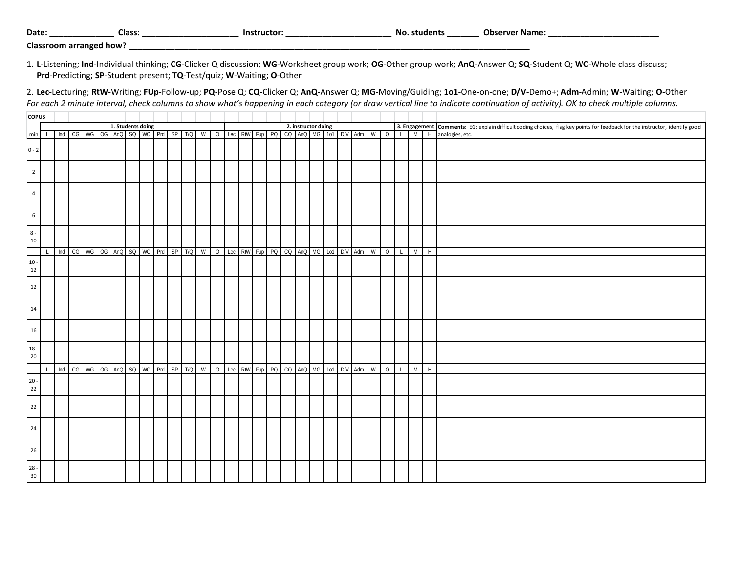**Date:** ______________ **Class:** ______________________ **Instructor:** ________________________ **No. students** _______ **Observer Name:** __________________________

**Classroom arranged how?** ______________________________________________________________________________________________

1. **L**-Listening; **Ind**-Individual thinking; **CG**-Clicker Q discussion; **WG**-Worksheet group work; **OG**-Other group work; **AnQ**-Answer Q; **SQ**-Student Q; **WC**-Whole class discuss; **Prd**-Predicting; **SP**-Student present; **TQ**-Test/quiz; **W**-Waiting; **O**-Other

2. **Lec**-Lecturing; **RtW**-Writing; **FUp**-Follow-up; **PQ**-Pose Q; **CQ**-Clicker Q; **AnQ**-Answer Q; **MG**-Moving/Guiding; **1o1**-One-on-one; **D/V**-Demo+; **Adm**-Admin; **W**-Waiting; **O**-Other

*For each 2 minute interval, check columns to show what's happening in each category (or draw vertical line to indicate continuation of activity). OK to check multiple columns.*

| COPUS | 1. Students doing | | | | | | | | | | | | | 2. instructor doing | | | | | | | | | | | | 3. Engagement | | | Comments: EG: explain difficult coding choices, flag key points for feedback for the instructor, identify good analogies, etc. |
|---|---|---|---|---|---|---|---|---|---|---|---|---|---|---|---|---|---|---|---|---|---|---|---|---|---|---|---|---|---|
| min | L | Ind | CG | WG | OG | AnQ | SQ | WC | Prd | SP | T/Q | W | O | Lec | RtW | Fup | PQ | CQ | AnQ | MG | 1o1 | D/V | Adm | W | O | L | M | H | |
| 0 - 2 | | | | | | | | | | | | | | | | | | | | | | | | | | | | | |
| 2 | | | | | | | | | | | | | | | | | | | | | | | | | | | | | |
| 4 | | | | | | | | | | | | | | | | | | | | | | | | | | | | | |
| 6 | | | | | | | | | | | | | | | | | | | | | | | | | | | | | |
| 8 - 10 | | | | | | | | | | | | | | | | | | | | | | | | | | | | | |
| | L | Ind | CG | WG | OG | AnQ | SQ | WC | Prd | SP | T/Q | W | O | Lec | RtW | Fup | PQ | CQ | AnQ | MG | 1o1 | D/V | Adm | W | O | L | M | H | |
| 10 - 12 | | | | | | | | | | | | | | | | | | | | | | | | | | | | | |
| 12 | | | | | | | | | | | | | | | | | | | | | | | | | | | | | |
| 14 | | | | | | | | | | | | | | | | | | | | | | | | | | | | | |
| 16 | | | | | | | | | | | | | | | | | | | | | | | | | | | | | |
| 18 - 20 | | | | | | | | | | | | | | | | | | | | | | | | | | | | | |
| | L | Ind | CG | WG | OG | AnQ | SQ | WC | Prd | SP | T/Q | W | O | Lec | RtW | Fup | PQ | CQ | AnQ | MG | 1o1 | D/V | Adm | W | O | L | M | H | |
| 20 - 22 | | | | | | | | | | | | | | | | | | | | | | | | | | | | | |
| 22 | | | | | | | | | | | | | | | | | | | | | | | | | | | | | |
| 24 | | | | | | | | | | | | | | | | | | | | | | | | | | | | | |
| 26 | | | | | | | | | | | | | | | | | | | | | | | | | | | | | |
| 28 - 30 | | | | | | | | | | | | | | | | | | | | | | | | | | | | | |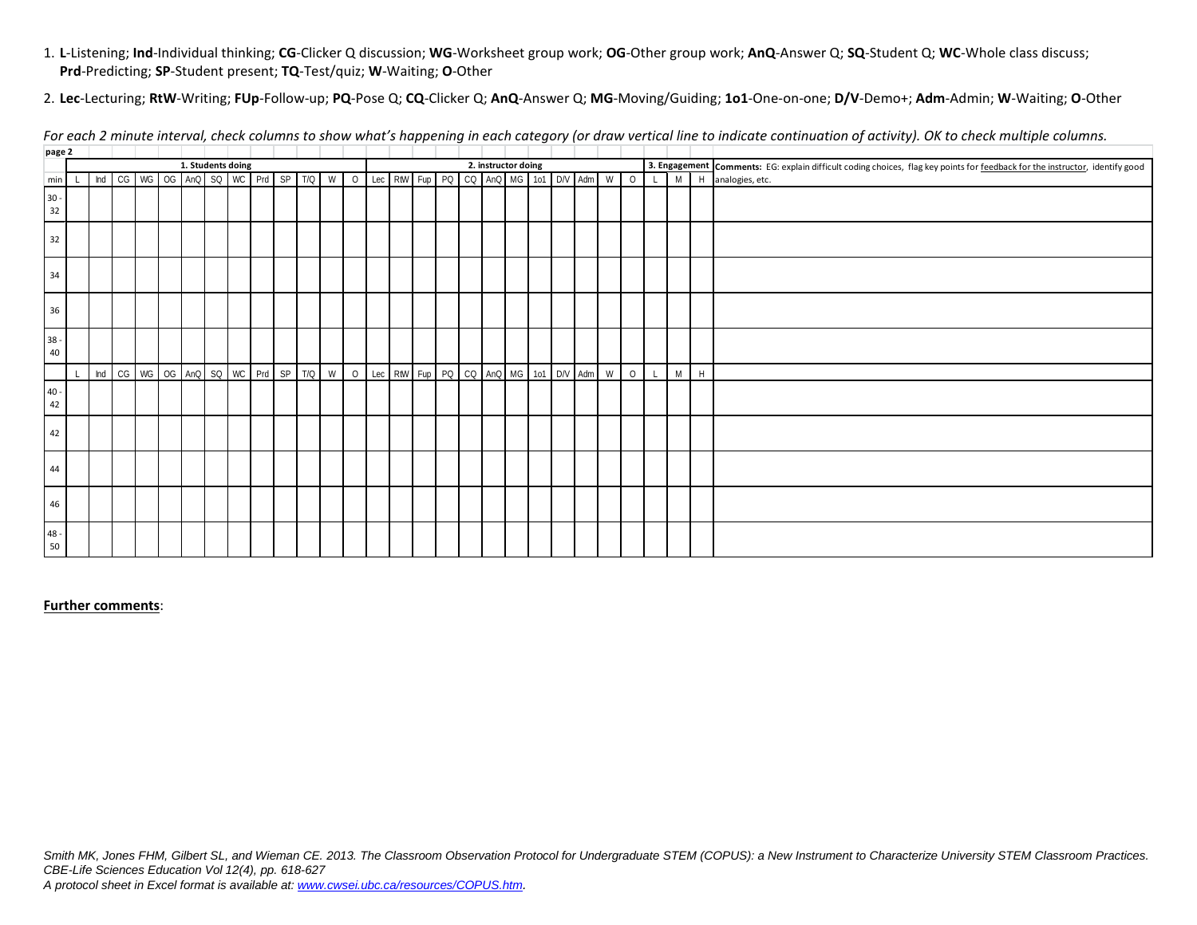1. **L**-Listening; **Ind**-Individual thinking; **CG**-Clicker Q discussion; **WG**-Worksheet group work; **OG**-Other group work; **AnQ**-Answer Q; **SQ**-Student Q; **WC**-Whole class discuss; **Prd**-Predicting; **SP**-Student present; **TQ**-Test/quiz; **W**-Waiting; **O**-Other

2. **Lec**-Lecturing; **RtW**-Writing; **FUp**-Follow-up; **PQ**-Pose Q; **CQ**-Clicker Q; **AnQ**-Answer Q; **MG**-Moving/Guiding; **1o1**-One-on-one; **D/V**-Demo+; **Adm**-Admin; **W**-Waiting; **O**-Other

*For each 2 minute interval, check columns to show what's happening in each category (or draw vertical line to indicate continuation of activity). OK to check multiple columns.*

**page 2**

| | 1. Students doing | | | | | | | | | | | | | 2. instructor doing | | | | | | | | | | | | 3. Engagement | | | Comments: EG: explain difficult coding choices, flag key points for feedback for the instructor, identify good analogies, etc. |
|---|---|---|---|---|---|---|---|---|---|---|---|---|---|---|---|---|---|---|---|---|---|---|---|---|---|---|---|---|---|
| min | L | Ind | CG | WG | OG | AnQ | SQ | WC | Prd | SP | T/Q | W | O | Lec | RtW | Fup | PQ | CQ | AnQ | MG | 1o1 | D/V | Adm | W | O | L | M | H | |
| 30 - 32 | | | | | | | | | | | | | | | | | | | | | | | | | | | | | |
| 32 | | | | | | | | | | | | | | | | | | | | | | | | | | | | | |
| 34 | | | | | | | | | | | | | | | | | | | | | | | | | | | | | |
| 36 | | | | | | | | | | | | | | | | | | | | | | | | | | | | | |
| 38 - 40 | | | | | | | | | | | | | | | | | | | | | | | | | | | | | |
| | L | Ind | CG | WG | OG | AnQ | SQ | WC | Prd | SP | T/Q | W | O | Lec | RtW | Fup | PQ | CQ | AnQ | MG | 1o1 | D/V | Adm | W | O | L | M | H | |
| 40 - 42 | | | | | | | | | | | | | | | | | | | | | | | | | | | | | |
| 42 | | | | | | | | | | | | | | | | | | | | | | | | | | | | | |
| 44 | | | | | | | | | | | | | | | | | | | | | | | | | | | | | |
| 46 | | | | | | | | | | | | | | | | | | | | | | | | | | | | | |
| 48 - 50 | | | | | | | | | | | | | | | | | | | | | | | | | | | | | |

**Further comments**:

*Smith MK, Jones FHM, Gilbert SL, and Wieman CE. 2013. The Classroom Observation Protocol for Undergraduate STEM (COPUS): a New Instrument to Characterize University STEM Classroom Practices. CBE-Life Sciences Education Vol 12(4), pp. 618-627*
*A protocol sheet in Excel format is available at: www.cwsei.ubc.ca/resources/COPUS.htm.*